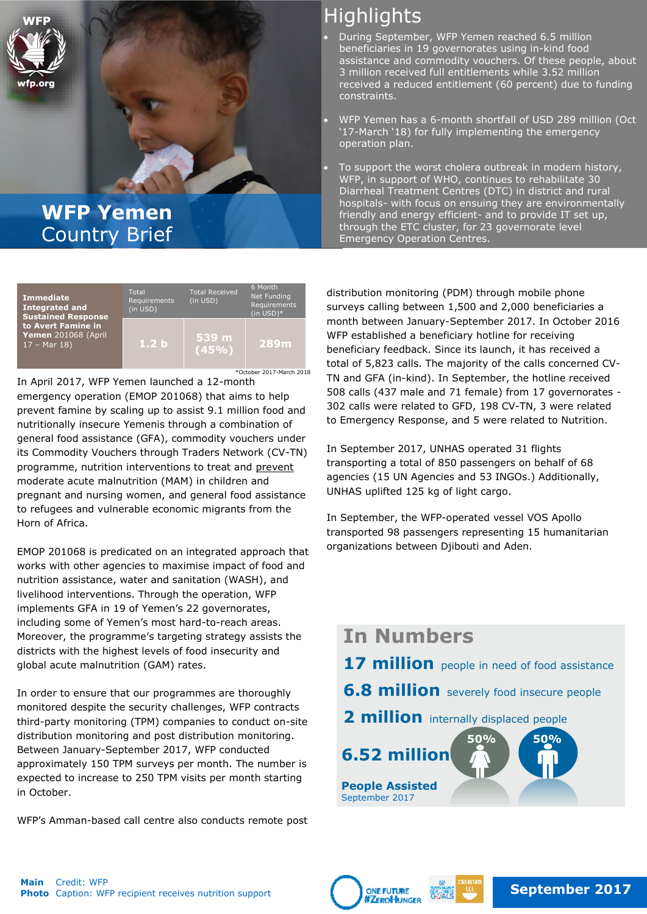# WFP Yemen Country Brief

## Highlights

- During September, WFP Yemen reached 6.5 million beneficiaries in 19 governorates using in-kind food assistance and commodity vouchers. Of these people, about 3 million received full entitlements while 3.52 million received a reduced entitlement (60 percent) due to funding constraints.
- WFP Yemen has a 6-month shortfall of USD 289 million (Oct '17-March '18) for fully implementing the emergency operation plan.
- To support the worst cholera outbreak in modern history, WFP, in support of WHO, continues to rehabilitate 30 Diarrheal Treatment Centres (DTC) in district and rural hospitals- with focus on ensuing they are environmentally friendly and energy efficient- and to provide IT set up, through the ETC cluster, for 23 governorate level Emergency Operation Centres.

| **Immediate Integrated and Sustained Response to Avert Famine in Yemen** 201068 (April 17 – Mar 18) | Total Requirements (in USD) | Total Received (in USD) | 6 Month Net Funding Requirements (in USD)* |
|---|---|---|---|
| | 1.2 b | 539 m (45%) | 289m |

*October 2017-March 2018

In April 2017, WFP Yemen launched a 12-month emergency operation (EMOP 201068) that aims to help prevent famine by scaling up to assist 9.1 million food and nutritionally insecure Yemenis through a combination of general food assistance (GFA), commodity vouchers under its Commodity Vouchers through Traders Network (CV-TN) programme, nutrition interventions to treat and prevent moderate acute malnutrition (MAM) in children and pregnant and nursing women, and general food assistance to refugees and vulnerable economic migrants from the Horn of Africa.

EMOP 201068 is predicated on an integrated approach that works with other agencies to maximise impact of food and nutrition assistance, water and sanitation (WASH), and livelihood interventions. Through the operation, WFP implements GFA in 19 of Yemen's 22 governorates, including some of Yemen's most hard-to-reach areas. Moreover, the programme's targeting strategy assists the districts with the highest levels of food insecurity and global acute malnutrition (GAM) rates.

In order to ensure that our programmes are thoroughly monitored despite the security challenges, WFP contracts third-party monitoring (TPM) companies to conduct on-site distribution monitoring and post distribution monitoring. Between January-September 2017, WFP conducted approximately 150 TPM surveys per month. The number is expected to increase to 250 TPM visits per month starting in October.

WFP's Amman-based call centre also conducts remote post distribution monitoring (PDM) through mobile phone surveys calling between 1,500 and 2,000 beneficiaries a month between January-September 2017. In October 2016 WFP established a beneficiary hotline for receiving beneficiary feedback. Since its launch, it has received a total of 5,823 calls. The majority of the calls concerned CV-TN and GFA (in-kind). In September, the hotline received 508 calls (437 male and 71 female) from 17 governorates - 302 calls were related to GFD, 198 CV-TN, 3 were related to Emergency Response, and 5 were related to Nutrition.

In September 2017, UNHAS operated 31 flights transporting a total of 850 passengers on behalf of 68 agencies (15 UN Agencies and 53 INGOs.) Additionally, UNHAS uplifted 125 kg of light cargo.

In September, the WFP-operated vessel VOS Apollo transported 98 passengers representing 15 humanitarian organizations between Djibouti and Aden.

## In Numbers

**17 million** people in need of food assistance

**6.8 million** severely food insecure people

**2 million** internally displaced people

**6.52 million** People Assisted, September 2017 — 50% female, 50% male

**Main Photo** Credit: WFP
Caption: WFP recipient receives nutrition support

September 2017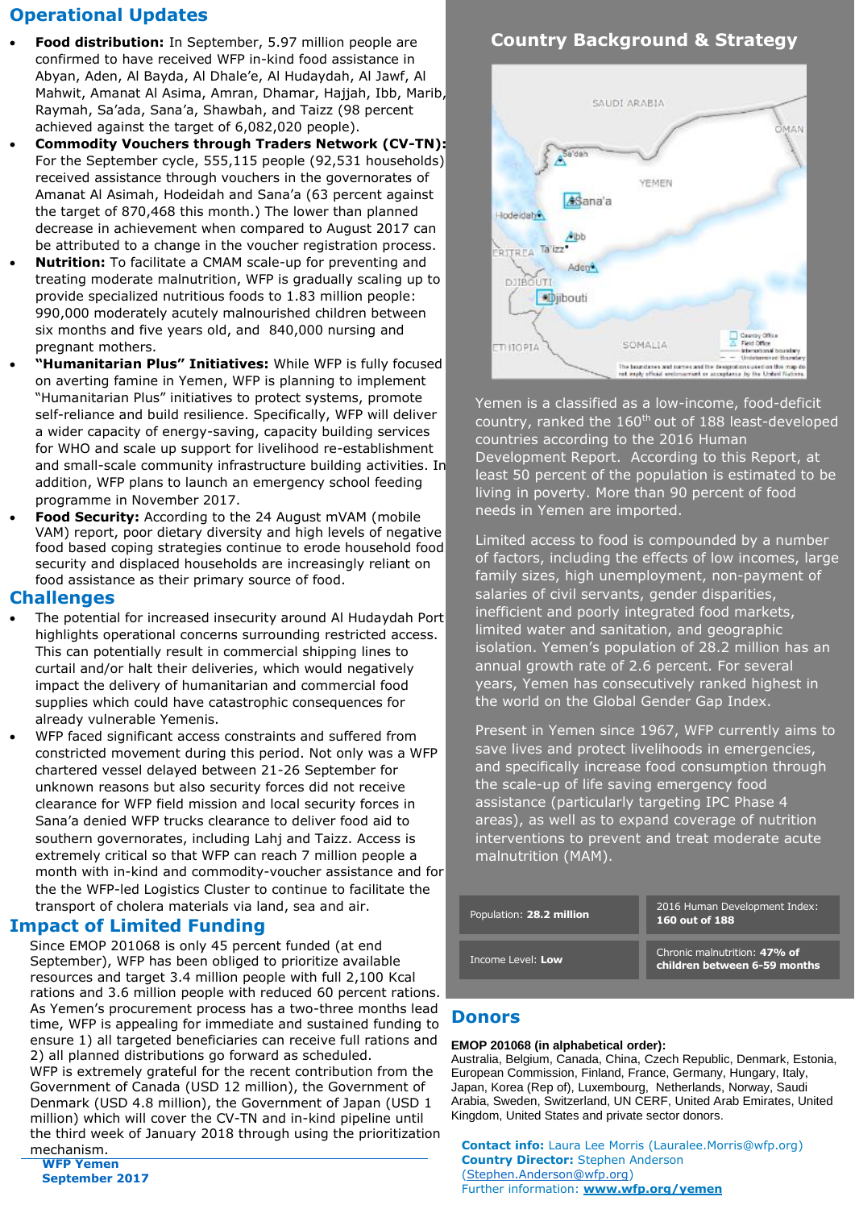## Operational Updates

- **Food distribution:** In September, 5.97 million people are confirmed to have received WFP in-kind food assistance in Abyan, Aden, Al Bayda, Al Dhale'e, Al Hudaydah, Al Jawf, Al Mahwit, Amanat Al Asima, Amran, Dhamar, Hajjah, Ibb, Marib, Raymah, Sa'ada, Sana'a, Shawbah, and Taizz (98 percent achieved against the target of 6,082,020 people).
- **Commodity Vouchers through Traders Network (CV-TN):** For the September cycle, 555,115 people (92,531 households) received assistance through vouchers in the governorates of Amanat Al Asimah, Hodeidah and Sana'a (63 percent against the target of 870,468 this month.) The lower than planned decrease in achievement when compared to August 2017 can be attributed to a change in the voucher registration process.
- **Nutrition:** To facilitate a CMAM scale-up for preventing and treating moderate malnutrition, WFP is gradually scaling up to provide specialized nutritious foods to 1.83 million people: 990,000 moderately acutely malnourished children between six months and five years old, and 840,000 nursing and pregnant mothers.
- **"Humanitarian Plus" Initiatives:** While WFP is fully focused on averting famine in Yemen, WFP is planning to implement "Humanitarian Plus" initiatives to protect systems, promote self-reliance and build resilience. Specifically, WFP will deliver a wider capacity of energy-saving, capacity building services for WHO and scale up support for livelihood re-establishment and small-scale community infrastructure building activities. In addition, WFP plans to launch an emergency school feeding programme in November 2017.
- **Food Security:** According to the 24 August mVAM (mobile VAM) report, poor dietary diversity and high levels of negative food based coping strategies continue to erode household food security and displaced households are increasingly reliant on food assistance as their primary source of food.

## Challenges

- The potential for increased insecurity around Al Hudaydah Port highlights operational concerns surrounding restricted access. This can potentially result in commercial shipping lines to curtail and/or halt their deliveries, which would negatively impact the delivery of humanitarian and commercial food supplies which could have catastrophic consequences for already vulnerable Yemenis.
- WFP faced significant access constraints and suffered from constricted movement during this period. Not only was a WFP chartered vessel delayed between 21-26 September for unknown reasons but also security forces did not receive clearance for WFP field mission and local security forces in Sana'a denied WFP trucks clearance to deliver food aid to southern governorates, including Lahj and Taizz. Access is extremely critical so that WFP can reach 7 million people a month with in-kind and commodity-voucher assistance and for the the WFP-led Logistics Cluster to continue to facilitate the transport of cholera materials via land, sea and air.

## Impact of Limited Funding

Since EMOP 201068 is only 45 percent funded (at end September), WFP has been obliged to prioritize available resources and target 3.4 million people with full 2,100 Kcal rations and 3.6 million people with reduced 60 percent rations. As Yemen's procurement process has a two-three months lead time, WFP is appealing for immediate and sustained funding to ensure 1) all targeted beneficiaries can receive full rations and 2) all planned distributions go forward as scheduled.

WFP is extremely grateful for the recent contribution from the Government of Canada (USD 12 million), the Government of Denmark (USD 4.8 million), the Government of Japan (USD 1 million) which will cover the CV-TN and in-kind pipeline until the third week of January 2018 through using the prioritization mechanism.

## Country Background & Strategy

SAUDI ARABIA
OMAN
Sa'dah
YEMEN
Sana'a
Hodeidah
Ibb
ERITREA
Ta'izz
Aden
DJIBOUTI
Djibouti
ETHIOPIA
SOMALIA
Country Office
Field Office
International boundary
Undetermined Boundary
The boundaries and names and the designations used on this map do not imply official endorsement or acceptance by the United Nations.

Yemen is a classified as a low-income, food-deficit country, ranked the 160th out of 188 least-developed countries according to the 2016 Human Development Report. According to this Report, at least 50 percent of the population is estimated to be living in poverty. More than 90 percent of food needs in Yemen are imported.

Limited access to food is compounded by a number of factors, including the effects of low incomes, large family sizes, high unemployment, non-payment of salaries of civil servants, gender disparities, inefficient and poorly integrated food markets, limited water and sanitation, and geographic isolation. Yemen's population of 28.2 million has an annual growth rate of 2.6 percent. For several years, Yemen has consecutively ranked highest in the world on the Global Gender Gap Index.

Present in Yemen since 1967, WFP currently aims to save lives and protect livelihoods in emergencies, and specifically increase food consumption through the scale-up of life saving emergency food assistance (particularly targeting IPC Phase 4 areas), as well as to expand coverage of nutrition interventions to prevent and treat moderate acute malnutrition (MAM).

| | |
|---|---|
| Population: **28.2 million** | 2016 Human Development Index: **160 out of 188** |
| Income Level: **Low** | Chronic malnutrition: **47% of children between 6-59 months** |

## Donors

**EMOP 201068 (in alphabetical order):**
Australia, Belgium, Canada, China, Czech Republic, Denmark, Estonia, European Commission, Finland, France, Germany, Hungary, Italy, Japan, Korea (Rep of), Luxembourg, Netherlands, Norway, Saudi Arabia, Sweden, Switzerland, UN CERF, United Arab Emirates, United Kingdom, United States and private sector donors.

**Contact info:** Laura Lee Morris (Lauralee.Morris@wfp.org)
**Country Director:** Stephen Anderson (Stephen.Anderson@wfp.org)
Further information: **www.wfp.org/yemen**